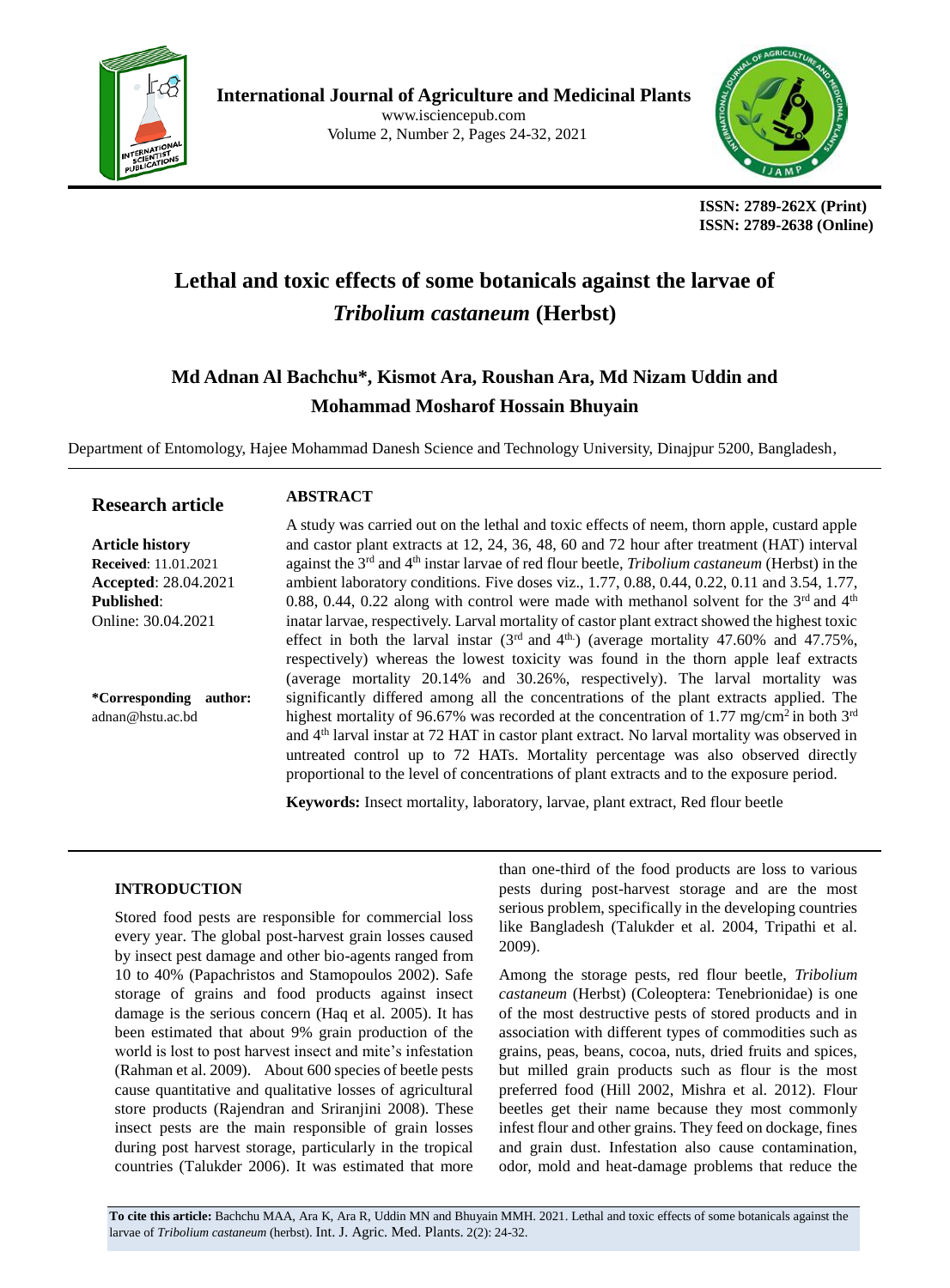ISSN: 2789-262X (Print)
ISSN: 2789-2638 (Online)

# Lethal and toxic effects of some botanicals against the larvae of *Tribolium castaneum* (Herbst)

## Md Adnan Al Bachchu*, Kismot Ara, Roushan Ara, Md Nizam Uddin and Mohammad Mosharof Hossain Bhuyain

Department of Entomology, Hajee Mohammad Danesh Science and Technology University, Dinajpur 5200, Bangladesh,

**Research article**

**Article history**
**Received**: 11.01.2021
**Accepted**: 28.04.2021
**Published**:
Online: 30.04.2021

**\*Corresponding author:** adnan@hstu.ac.bd

### ABSTRACT

A study was carried out on the lethal and toxic effects of neem, thorn apple, custard apple and castor plant extracts at 12, 24, 36, 48, 60 and 72 hour after treatment (HAT) interval against the 3rd and 4th instar larvae of red flour beetle, *Tribolium castaneum* (Herbst) in the ambient laboratory conditions. Five doses viz., 1.77, 0.88, 0.44, 0.22, 0.11 and 3.54, 1.77, 0.88, 0.44, 0.22 along with control were made with methanol solvent for the 3rd and 4th inatar larvae, respectively. Larval mortality of castor plant extract showed the highest toxic effect in both the larval instar (3rd and 4th.) (average mortality 47.60% and 47.75%, respectively) whereas the lowest toxicity was found in the thorn apple leaf extracts (average mortality 20.14% and 30.26%, respectively). The larval mortality was significantly differed among all the concentrations of the plant extracts applied. The highest mortality of 96.67% was recorded at the concentration of 1.77 mg/cm$^2$ in both 3rd and 4th larval instar at 72 HAT in castor plant extract. No larval mortality was observed in untreated control up to 72 HATs. Mortality percentage was also observed directly proportional to the level of concentrations of plant extracts and to the exposure period.

**Keywords:** Insect mortality, laboratory, larvae, plant extract, Red flour beetle

## INTRODUCTION

Stored food pests are responsible for commercial loss every year. The global post-harvest grain losses caused by insect pest damage and other bio-agents ranged from 10 to 40% (Papachristos and Stamopoulos 2002). Safe storage of grains and food products against insect damage is the serious concern (Haq et al. 2005). It has been estimated that about 9% grain production of the world is lost to post harvest insect and mite's infestation (Rahman et al. 2009). About 600 species of beetle pests cause quantitative and qualitative losses of agricultural store products (Rajendran and Sriranjini 2008). These insect pests are the main responsible of grain losses during post harvest storage, particularly in the tropical countries (Talukder 2006). It was estimated that more than one-third of the food products are loss to various pests during post-harvest storage and are the most serious problem, specifically in the developing countries like Bangladesh (Talukder et al. 2004, Tripathi et al. 2009).

Among the storage pests, red flour beetle, *Tribolium castaneum* (Herbst) (Coleoptera: Tenebrionidae) is one of the most destructive pests of stored products and in association with different types of commodities such as grains, peas, beans, cocoa, nuts, dried fruits and spices, but milled grain products such as flour is the most preferred food (Hill 2002, Mishra et al. 2012). Flour beetles get their name because they most commonly infest flour and other grains. They feed on dockage, fines and grain dust. Infestation also cause contamination, odor, mold and heat-damage problems that reduce the

**To cite this article:** Bachchu MAA, Ara K, Ara R, Uddin MN and Bhuyain MMH. 2021. Lethal and toxic effects of some botanicals against the larvae of *Tribolium castaneum* (herbst). Int. J. Agric. Med. Plants. 2(2): 24-32.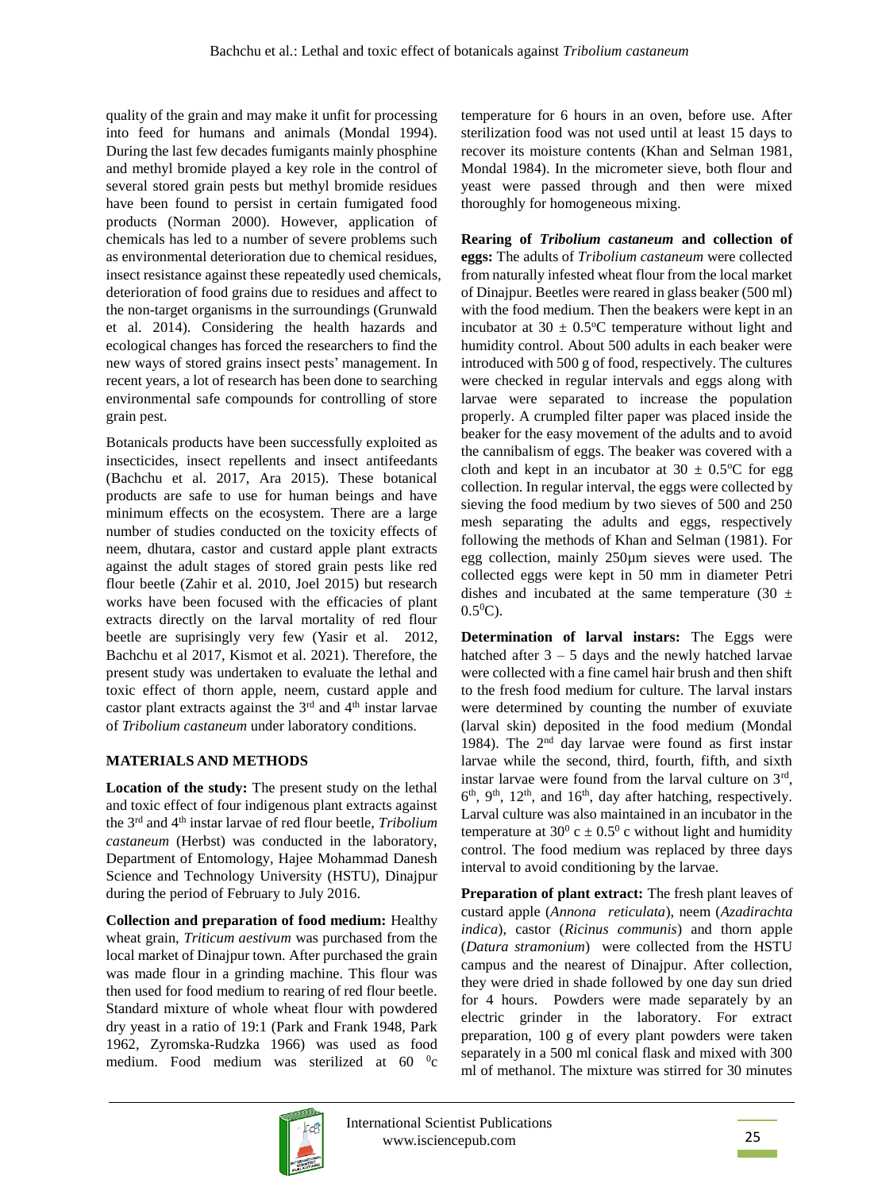quality of the grain and may make it unfit for processing into feed for humans and animals (Mondal 1994). During the last few decades fumigants mainly phosphine and methyl bromide played a key role in the control of several stored grain pests but methyl bromide residues have been found to persist in certain fumigated food products (Norman 2000). However, application of chemicals has led to a number of severe problems such as environmental deterioration due to chemical residues, insect resistance against these repeatedly used chemicals, deterioration of food grains due to residues and affect to the non-target organisms in the surroundings (Grunwald et al. 2014). Considering the health hazards and ecological changes has forced the researchers to find the new ways of stored grains insect pests' management. In recent years, a lot of research has been done to searching environmental safe compounds for controlling of store grain pest.

Botanicals products have been successfully exploited as insecticides, insect repellents and insect antifeedants (Bachchu et al. 2017, Ara 2015). These botanical products are safe to use for human beings and have minimum effects on the ecosystem. There are a large number of studies conducted on the toxicity effects of neem, dhutara, castor and custard apple plant extracts against the adult stages of stored grain pests like red flour beetle (Zahir et al. 2010, Joel 2015) but research works have been focused with the efficacies of plant extracts directly on the larval mortality of red flour beetle are suprisingly very few (Yasir et al. 2012, Bachchu et al 2017, Kismot et al. 2021). Therefore, the present study was undertaken to evaluate the lethal and toxic effect of thorn apple, neem, custard apple and castor plant extracts against the 3rd and 4th instar larvae of *Tribolium castaneum* under laboratory conditions.

## MATERIALS AND METHODS

**Location of the study:** The present study on the lethal and toxic effect of four indigenous plant extracts against the 3rd and 4th instar larvae of red flour beetle, *Tribolium castaneum* (Herbst) was conducted in the laboratory, Department of Entomology, Hajee Mohammad Danesh Science and Technology University (HSTU), Dinajpur during the period of February to July 2016.

**Collection and preparation of food medium:** Healthy wheat grain, *Triticum aestivum* was purchased from the local market of Dinajpur town. After purchased the grain was made flour in a grinding machine. This flour was then used for food medium to rearing of red flour beetle. Standard mixture of whole wheat flour with powdered dry yeast in a ratio of 19:1 (Park and Frank 1948, Park 1962, Zyromska-Rudzka 1966) was used as food medium. Food medium was sterilized at 60 $^0$c temperature for 6 hours in an oven, before use. After sterilization food was not used until at least 15 days to recover its moisture contents (Khan and Selman 1981, Mondal 1984). In the micrometer sieve, both flour and yeast were passed through and then were mixed thoroughly for homogeneous mixing.

**Rearing of *Tribolium castaneum* and collection of eggs:** The adults of *Tribolium castaneum* were collected from naturally infested wheat flour from the local market of Dinajpur. Beetles were reared in glass beaker (500 ml) with the food medium. Then the beakers were kept in an incubator at 30 ± 0.5°C temperature without light and humidity control. About 500 adults in each beaker were introduced with 500 g of food, respectively. The cultures were checked in regular intervals and eggs along with larvae were separated to increase the population properly. A crumpled filter paper was placed inside the beaker for the easy movement of the adults and to avoid the cannibalism of eggs. The beaker was covered with a cloth and kept in an incubator at 30 ± 0.5°C for egg collection. In regular interval, the eggs were collected by sieving the food medium by two sieves of 500 and 250 mesh separating the adults and eggs, respectively following the methods of Khan and Selman (1981). For egg collection, mainly 250µm sieves were used. The collected eggs were kept in 50 mm in diameter Petri dishes and incubated at the same temperature (30 ± 0.5$^0$C).

**Determination of larval instars:** The Eggs were hatched after 3 – 5 days and the newly hatched larvae were collected with a fine camel hair brush and then shift to the fresh food medium for culture. The larval instars were determined by counting the number of exuviate (larval skin) deposited in the food medium (Mondal 1984). The 2nd day larvae were found as first instar larvae while the second, third, fourth, fifth, and sixth instar larvae were found from the larval culture on 3rd, 6th, 9th, 12th, and 16th, day after hatching, respectively. Larval culture was also maintained in an incubator in the temperature at 30$^0$ c ± 0.5$^0$ c without light and humidity control. The food medium was replaced by three days interval to avoid conditioning by the larvae.

**Preparation of plant extract:** The fresh plant leaves of custard apple (*Annona reticulata*), neem (*Azadirachta indica*), castor (*Ricinus communis*) and thorn apple (*Datura stramonium*) were collected from the HSTU campus and the nearest of Dinajpur. After collection, they were dried in shade followed by one day sun dried for 4 hours. Powders were made separately by an electric grinder in the laboratory. For extract preparation, 100 g of every plant powders were taken separately in a 500 ml conical flask and mixed with 300 ml of methanol. The mixture was stirred for 30 minutes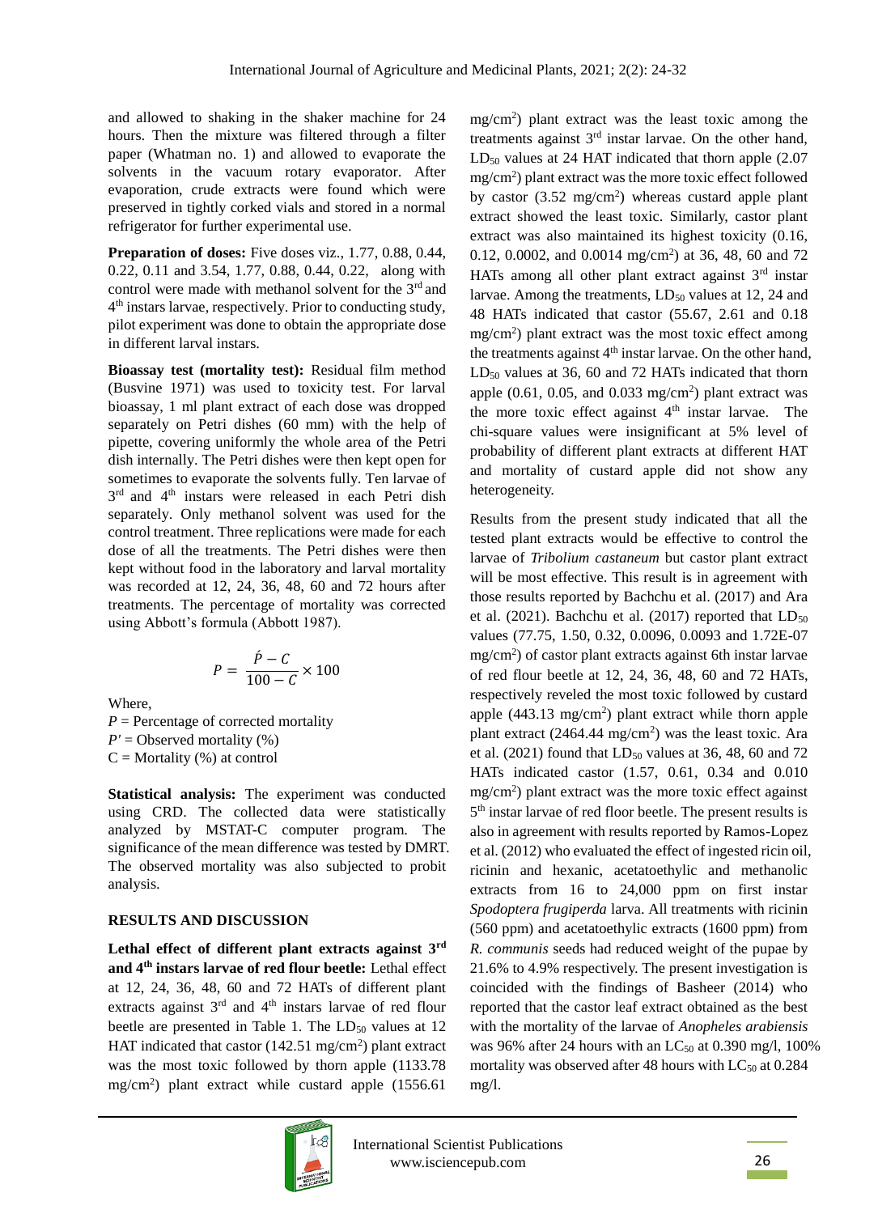and allowed to shaking in the shaker machine for 24 hours. Then the mixture was filtered through a filter paper (Whatman no. 1) and allowed to evaporate the solvents in the vacuum rotary evaporator. After evaporation, crude extracts were found which were preserved in tightly corked vials and stored in a normal refrigerator for further experimental use.

**Preparation of doses:** Five doses viz., 1.77, 0.88, 0.44, 0.22, 0.11 and 3.54, 1.77, 0.88, 0.44, 0.22, along with control were made with methanol solvent for the 3rd and 4th instars larvae, respectively. Prior to conducting study, pilot experiment was done to obtain the appropriate dose in different larval instars.

**Busvine test (mortality test):** Residual film method (Busvine 1971) was used to toxicity test. For larval bioassay, 1 ml plant extract of each dose was dropped separately on Petri dishes (60 mm) with the help of pipette, covering uniformly the whole area of the Petri dish internally. The Petri dishes were then kept open for sometimes to evaporate the solvents fully. Ten larvae of 3rd and 4th instars were released in each Petri dish separately. Only methanol solvent was used for the control treatment. Three replications were made for each dose of all the treatments. The Petri dishes were then kept without food in the laboratory and larval mortality was recorded at 12, 24, 36, 48, 60 and 72 hours after treatments. The percentage of mortality was corrected using Abbott's formula (Abbott 1987).

$$P = \frac{\acute{P} - C}{100 - C} \times 100$$

Where,

$P$ = Percentage of corrected mortality

$P'$ = Observed mortality (%)

C = Mortality (%) at control

**Statistical analysis:** The experiment was conducted using CRD. The collected data were statistically analyzed by MSTAT-C computer program. The significance of the mean difference was tested by DMRT. The observed mortality was also subjected to probit analysis.

## RESULTS AND DISCUSSION

**Lethal effect of different plant extracts against 3rd and 4th instars larvae of red flour beetle:** Lethal effect at 12, 24, 36, 48, 60 and 72 HATs of different plant extracts against 3rd and 4th instars larvae of red flour beetle are presented in Table 1. The $LD_{50}$ values at 12 HAT indicated that castor (142.51 mg/cm$^2$) plant extract was the most toxic followed by thorn apple (1133.78 mg/cm$^2$) plant extract while custard apple (1556.61 mg/cm$^2$) plant extract was the least toxic among the treatments against 3rd instar larvae. On the other hand, $LD_{50}$ values at 24 HAT indicated that thorn apple (2.07 mg/cm$^2$) plant extract was the more toxic effect followed by castor (3.52 mg/cm$^2$) whereas custard apple plant extract showed the least toxic. Similarly, castor plant extract was also maintained its highest toxicity (0.16, 0.12, 0.0002, and 0.0014 mg/cm$^2$) at 36, 48, 60 and 72 HATs among all other plant extract against 3rd instar larvae. Among the treatments, $LD_{50}$ values at 12, 24 and 48 HATs indicated that castor (55.67, 2.61 and 0.18 mg/cm$^2$) plant extract was the most toxic effect among the treatments against 4th instar larvae. On the other hand, $LD_{50}$ values at 36, 60 and 72 HATs indicated that thorn apple (0.61, 0.05, and 0.033 mg/cm$^2$) plant extract was the more toxic effect against 4th instar larvae. The chi-square values were insignificant at 5% level of probability of different plant extracts at different HAT and mortality of custard apple did not show any heterogeneity.

Results from the present study indicated that all the tested plant extracts would be effective to control the larvae of *Tribolium castaneum* but castor plant extract will be most effective. This result is in agreement with those results reported by Bachchu et al. (2017) and Ara et al. (2021). Bachchu et al. (2017) reported that $LD_{50}$ values (77.75, 1.50, 0.32, 0.0096, 0.0093 and 1.72E-07 mg/cm$^2$) of castor plant extracts against 6th instar larvae of red flour beetle at 12, 24, 36, 48, 60 and 72 HATs, respectively reveled the most toxic followed by custard apple (443.13 mg/cm$^2$) plant extract while thorn apple plant extract (2464.44 mg/cm$^2$) was the least toxic. Ara et al. (2021) found that $LD_{50}$ values at 36, 48, 60 and 72 HATs indicated castor (1.57, 0.61, 0.34 and 0.010 mg/cm$^2$) plant extract was the more toxic effect against 5th instar larvae of red floor beetle. The present results is also in agreement with results reported by Ramos-Lopez et al. (2012) who evaluated the effect of ingested ricin oil, ricinin and hexanic, acetatoethylic and methanolic extracts from 16 to 24,000 ppm on first instar *Spodoptera frugiperda* larva. All treatments with ricinin (560 ppm) and acetatoethylic extracts (1600 ppm) from *R. communis* seeds had reduced weight of the pupae by 21.6% to 4.9% respectively. The present investigation is coincided with the findings of Basheer (2014) who reported that the castor leaf extract obtained as the best with the mortality of the larvae of *Anopheles arabiensis* was 96% after 24 hours with an $LC_{50}$ at 0.390 mg/l, 100% mortality was observed after 48 hours with $LC_{50}$ at 0.284 mg/l.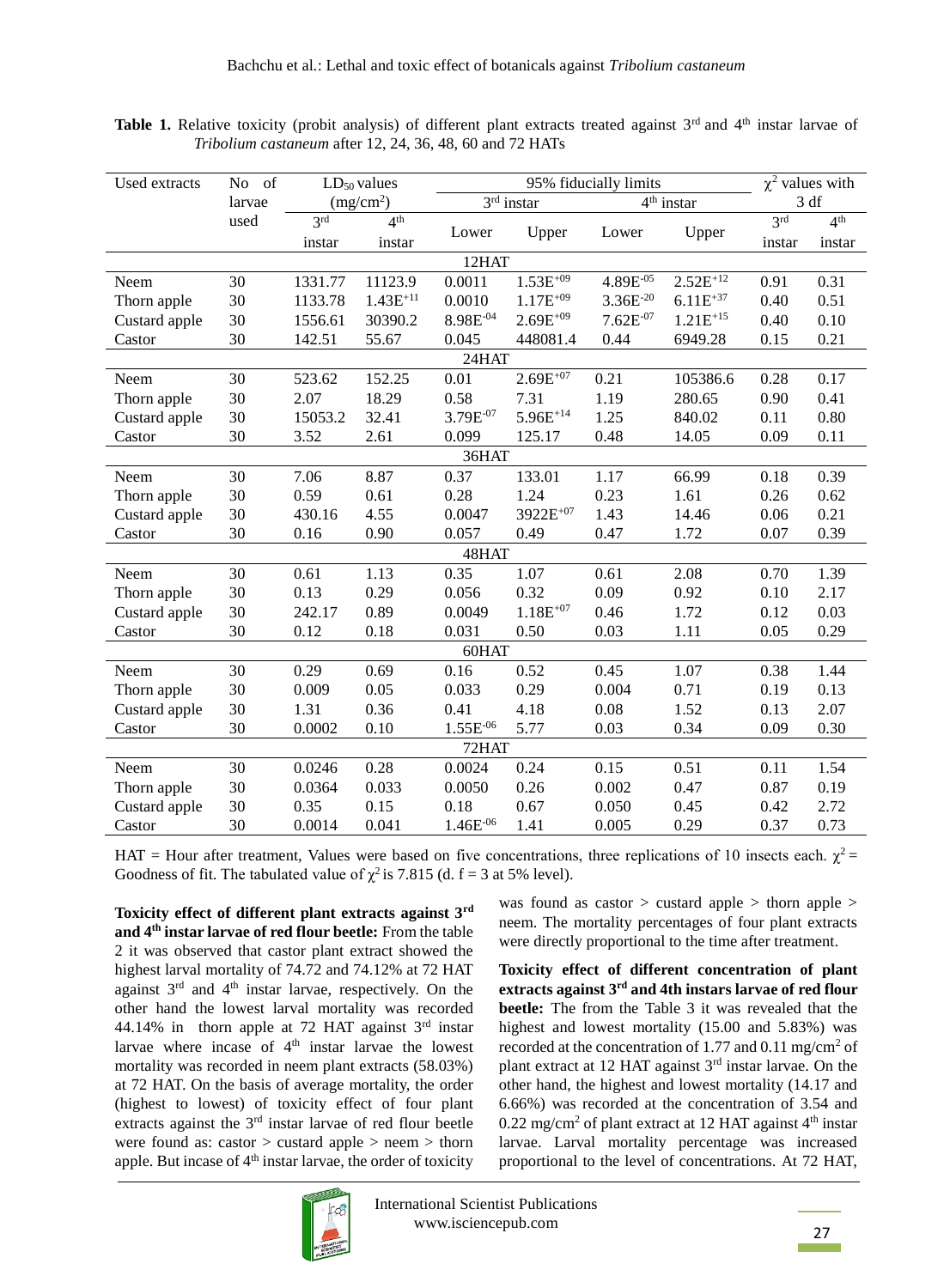**Table 1.** Relative toxicity (probit analysis) of different plant extracts treated against 3rd and 4th instar larvae of *Tribolium castaneum* after 12, 24, 36, 48, 60 and 72 HATs

| Used extracts | No of larvae used | $LD_{50}$ values ($mg/cm^2$) | | 95% fiducially limits | | | | $\chi^2$ values with 3 df | |
|---|---|---|---|---|---|---|---|---|---|
| | | | | 3rd instar | | 4th instar | | | |
| | | 3rd instar | 4th instar | Lower | Upper | Lower | Upper | 3rd instar | 4th instar |
| **12HAT** | | | | | | | | | |
| Neem | 30 | 1331.77 | 11123.9 | 0.0011 | $1.53E^{+09}$ | $4.89E^{-05}$ | $2.52E^{+12}$ | 0.91 | 0.31 |
| Thorn apple | 30 | 1133.78 | $1.43E^{+11}$ | 0.0010 | $1.17E^{+09}$ | $3.36E^{-20}$ | $6.11E^{+37}$ | 0.40 | 0.51 |
| Custard apple | 30 | 1556.61 | 30390.2 | $8.98E^{-04}$ | $2.69E^{+09}$ | $7.62E^{-07}$ | $1.21E^{+15}$ | 0.40 | 0.10 |
| Castor | 30 | 142.51 | 55.67 | 0.045 | 448081.4 | 0.44 | 6949.28 | 0.15 | 0.21 |
| **24HAT** | | | | | | | | | |
| Neem | 30 | 523.62 | 152.25 | 0.01 | $2.69E^{+07}$ | 0.21 | 105386.6 | 0.28 | 0.17 |
| Thorn apple | 30 | 2.07 | 18.29 | 0.58 | 7.31 | 1.19 | 280.65 | 0.90 | 0.41 |
| Custard apple | 30 | 15053.2 | 32.41 | $3.79E^{-07}$ | $5.96E^{+14}$ | 1.25 | 840.02 | 0.11 | 0.80 |
| Castor | 30 | 3.52 | 2.61 | 0.099 | 125.17 | 0.48 | 14.05 | 0.09 | 0.11 |
| **36HAT** | | | | | | | | | |
| Neem | 30 | 7.06 | 8.87 | 0.37 | 133.01 | 1.17 | 66.99 | 0.18 | 0.39 |
| Thorn apple | 30 | 0.59 | 0.61 | 0.28 | 1.24 | 0.23 | 1.61 | 0.26 | 0.62 |
| Custard apple | 30 | 430.16 | 4.55 | 0.0047 | $3922E^{+07}$ | 1.43 | 14.46 | 0.06 | 0.21 |
| Castor | 30 | 0.16 | 0.90 | 0.057 | 0.49 | 0.47 | 1.72 | 0.07 | 0.39 |
| **48HAT** | | | | | | | | | |
| Neem | 30 | 0.61 | 1.13 | 0.35 | 1.07 | 0.61 | 2.08 | 0.70 | 1.39 |
| Thorn apple | 30 | 0.13 | 0.29 | 0.056 | 0.32 | 0.09 | 0.92 | 0.10 | 2.17 |
| Custard apple | 30 | 242.17 | 0.89 | 0.0049 | $1.18E^{+07}$ | 0.46 | 1.72 | 0.12 | 0.03 |
| Castor | 30 | 0.12 | 0.18 | 0.031 | 0.50 | 0.03 | 1.11 | 0.05 | 0.29 |
| **60HAT** | | | | | | | | | |
| Neem | 30 | 0.29 | 0.69 | 0.16 | 0.52 | 0.45 | 1.07 | 0.38 | 1.44 |
| Thorn apple | 30 | 0.009 | 0.05 | 0.033 | 0.29 | 0.004 | 0.71 | 0.19 | 0.13 |
| Custard apple | 30 | 1.31 | 0.36 | 0.41 | 4.18 | 0.08 | 1.52 | 0.13 | 2.07 |
| Castor | 30 | 0.0002 | 0.10 | $1.55E^{-06}$ | 5.77 | 0.03 | 0.34 | 0.09 | 0.30 |
| **72HAT** | | | | | | | | | |
| Neem | 30 | 0.0246 | 0.28 | 0.0024 | 0.24 | 0.15 | 0.51 | 0.11 | 1.54 |
| Thorn apple | 30 | 0.0364 | 0.033 | 0.0050 | 0.26 | 0.002 | 0.47 | 0.87 | 0.19 |
| Custard apple | 30 | 0.35 | 0.15 | 0.18 | 0.67 | 0.050 | 0.45 | 0.42 | 2.72 |
| Castor | 30 | 0.0014 | 0.041 | $1.46E^{-06}$ | 1.41 | 0.005 | 0.29 | 0.37 | 0.73 |

HAT = Hour after treatment, Values were based on five concentrations, three replications of 10 insects each. $\chi^2$ = Goodness of fit. The tabulated value of $\chi^2$ is 7.815 (d. f = 3 at 5% level).

**Toxicity effect of different plant extracts against 3rd and 4th instar larvae of red flour beetle:** From the table 2 it was observed that castor plant extract showed the highest larval mortality of 74.72 and 74.12% at 72 HAT against 3rd and 4th instar larvae, respectively. On the other hand the lowest larval mortality was recorded 44.14% in thorn apple at 72 HAT against 3rd instar larvae where incase of 4th instar larvae the lowest mortality was recorded in neem plant extracts (58.03%) at 72 HAT. On the basis of average mortality, the order (highest to lowest) of toxicity effect of four plant extracts against the 3rd instar larvae of red flour beetle were found as: castor > custard apple > neem > thorn apple. But incase of 4th instar larvae, the order of toxicity was found as castor > custard apple > thorn apple > neem. The mortality percentages of four plant extracts were directly proportional to the time after treatment.

**Toxicity effect of different concentration of plant extracts against 3rd and 4th instars larvae of red flour beetle:** The from the Table 3 it was revealed that the highest and lowest mortality (15.00 and 5.83%) was recorded at the concentration of 1.77 and 0.11 $mg/cm^2$ of plant extract at 12 HAT against 3rd instar larvae. On the other hand, the highest and lowest mortality (14.17 and 6.66%) was recorded at the concentration of 3.54 and 0.22 $mg/cm^2$ of plant extract at 12 HAT against 4th instar larvae. Larval mortality percentage was increased proportional to the level of concentrations. At 72 HAT,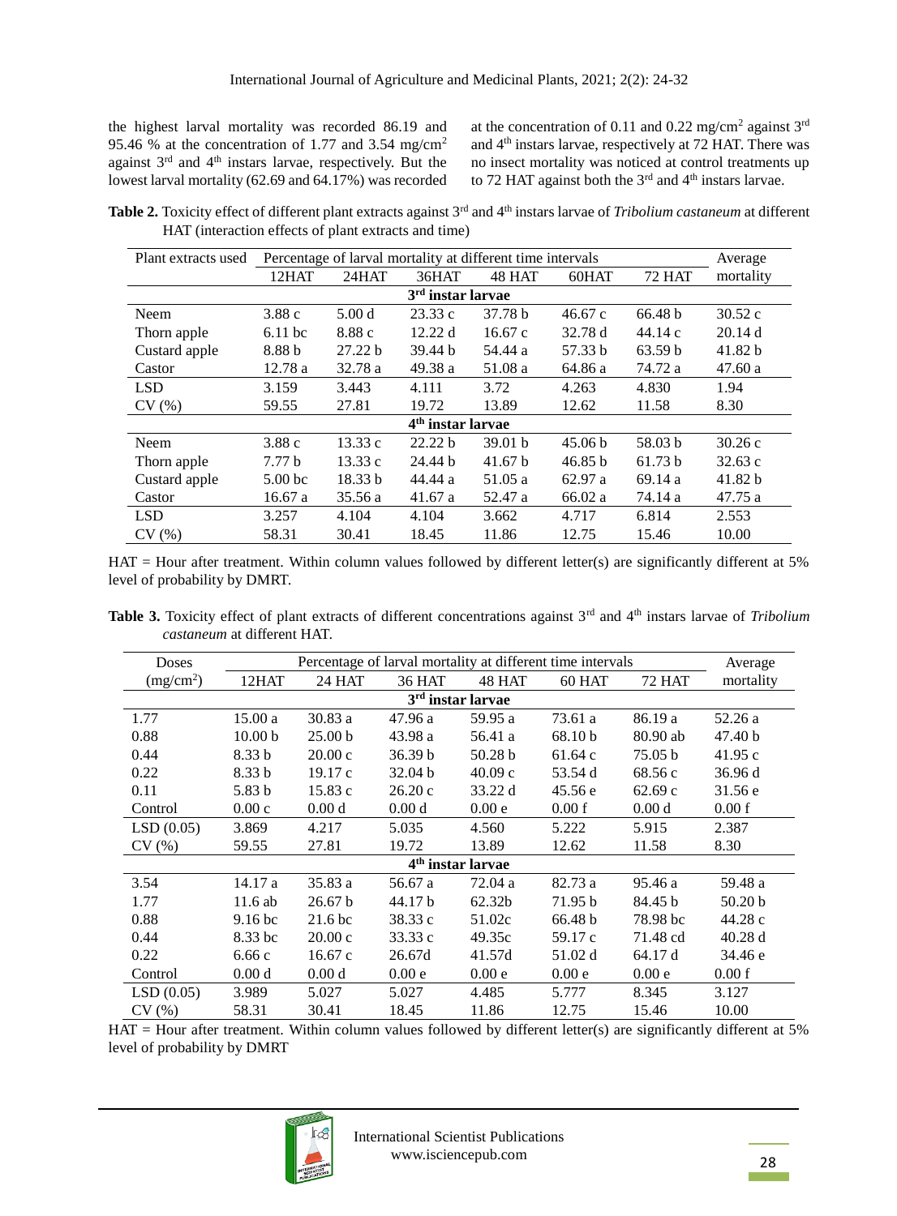the highest larval mortality was recorded 86.19 and 95.46 % at the concentration of 1.77 and 3.54 mg/cm$^2$ against 3rd and 4th instars larvae, respectively. But the lowest larval mortality (62.69 and 64.17%) was recorded at the concentration of 0.11 and 0.22 mg/cm$^2$ against 3rd and 4th instars larvae, respectively at 72 HAT. There was no insect mortality was noticed at control treatments up to 72 HAT against both the 3rd and 4th instars larvae.

**Table 2.** Toxicity effect of different plant extracts against 3rd and 4th instars larvae of *Tribolium castaneum* at different HAT (interaction effects of plant extracts and time)

| Plant extracts used | Percentage of larval mortality at different time intervals | | | | | | Average |
|---|---|---|---|---|---|---|---|
| | 12HAT | 24HAT | 36HAT | 48 HAT | 60HAT | 72 HAT | mortality |
| | | | **3rd instar larvae** | | | | |
| Neem | 3.88 c | 5.00 d | 23.33 c | 37.78 b | 46.67 c | 66.48 b | 30.52 c |
| Thorn apple | 6.11 bc | 8.88 c | 12.22 d | 16.67 c | 32.78 d | 44.14 c | 20.14 d |
| Custard apple | 8.88 b | 27.22 b | 39.44 b | 54.44 a | 57.33 b | 63.59 b | 41.82 b |
| Castor | 12.78 a | 32.78 a | 49.38 a | 51.08 a | 64.86 a | 74.72 a | 47.60 a |
| LSD | 3.159 | 3.443 | 4.111 | 3.72 | 4.263 | 4.830 | 1.94 |
| CV (%) | 59.55 | 27.81 | 19.72 | 13.89 | 12.62 | 11.58 | 8.30 |
| | | | **4th instar larvae** | | | | |
| Neem | 3.88 c | 13.33 c | 22.22 b | 39.01 b | 45.06 b | 58.03 b | 30.26 c |
| Thorn apple | 7.77 b | 13.33 c | 24.44 b | 41.67 b | 46.85 b | 61.73 b | 32.63 c |
| Custard apple | 5.00 bc | 18.33 b | 44.44 a | 51.05 a | 62.97 a | 69.14 a | 41.82 b |
| Castor | 16.67 a | 35.56 a | 41.67 a | 52.47 a | 66.02 a | 74.14 a | 47.75 a |
| LSD | 3.257 | 4.104 | 4.104 | 3.662 | 4.717 | 6.814 | 2.553 |
| CV (%) | 58.31 | 30.41 | 18.45 | 11.86 | 12.75 | 15.46 | 10.00 |

HAT = Hour after treatment. Within column values followed by different letter(s) are significantly different at 5% level of probability by DMRT.

**Table 3.** Toxicity effect of plant extracts of different concentrations against 3rd and 4th instars larvae of *Tribolium castaneum* at different HAT.

| Doses | Percentage of larval mortality at different time intervals | | | | | | Average |
|---|---|---|---|---|---|---|---|
| (mg/cm$^2$) | 12HAT | 24 HAT | 36 HAT | 48 HAT | 60 HAT | 72 HAT | mortality |
| | | | **3rd instar larvae** | | | | |
| 1.77 | 15.00 a | 30.83 a | 47.96 a | 59.95 a | 73.61 a | 86.19 a | 52.26 a |
| 0.88 | 10.00 b | 25.00 b | 43.98 a | 56.41 a | 68.10 b | 80.90 ab | 47.40 b |
| 0.44 | 8.33 b | 20.00 c | 36.39 b | 50.28 b | 61.64 c | 75.05 b | 41.95 c |
| 0.22 | 8.33 b | 19.17 c | 32.04 b | 40.09 c | 53.54 d | 68.56 c | 36.96 d |
| 0.11 | 5.83 b | 15.83 c | 26.20 c | 33.22 d | 45.56 e | 62.69 c | 31.56 e |
| Control | 0.00 c | 0.00 d | 0.00 d | 0.00 e | 0.00 f | 0.00 d | 0.00 f |
| LSD (0.05) | 3.869 | 4.217 | 5.035 | 4.560 | 5.222 | 5.915 | 2.387 |
| CV (%) | 59.55 | 27.81 | 19.72 | 13.89 | 12.62 | 11.58 | 8.30 |
| | | | **4th instar larvae** | | | | |
| 3.54 | 14.17 a | 35.83 a | 56.67 a | 72.04 a | 82.73 a | 95.46 a | 59.48 a |
| 1.77 | 11.6 ab | 26.67 b | 44.17 b | 62.32b | 71.95 b | 84.45 b | 50.20 b |
| 0.88 | 9.16 bc | 21.6 bc | 38.33 c | 51.02c | 66.48 b | 78.98 bc | 44.28 c |
| 0.44 | 8.33 bc | 20.00 c | 33.33 c | 49.35c | 59.17 c | 71.48 cd | 40.28 d |
| 0.22 | 6.66 c | 16.67 c | 26.67d | 41.57d | 51.02 d | 64.17 d | 34.46 e |
| Control | 0.00 d | 0.00 d | 0.00 e | 0.00 e | 0.00 e | 0.00 e | 0.00 f |
| LSD (0.05) | 3.989 | 5.027 | 5.027 | 4.485 | 5.777 | 8.345 | 3.127 |
| CV (%) | 58.31 | 30.41 | 18.45 | 11.86 | 12.75 | 15.46 | 10.00 |

HAT = Hour after treatment. Within column values followed by different letter(s) are significantly different at 5% level of probability by DMRT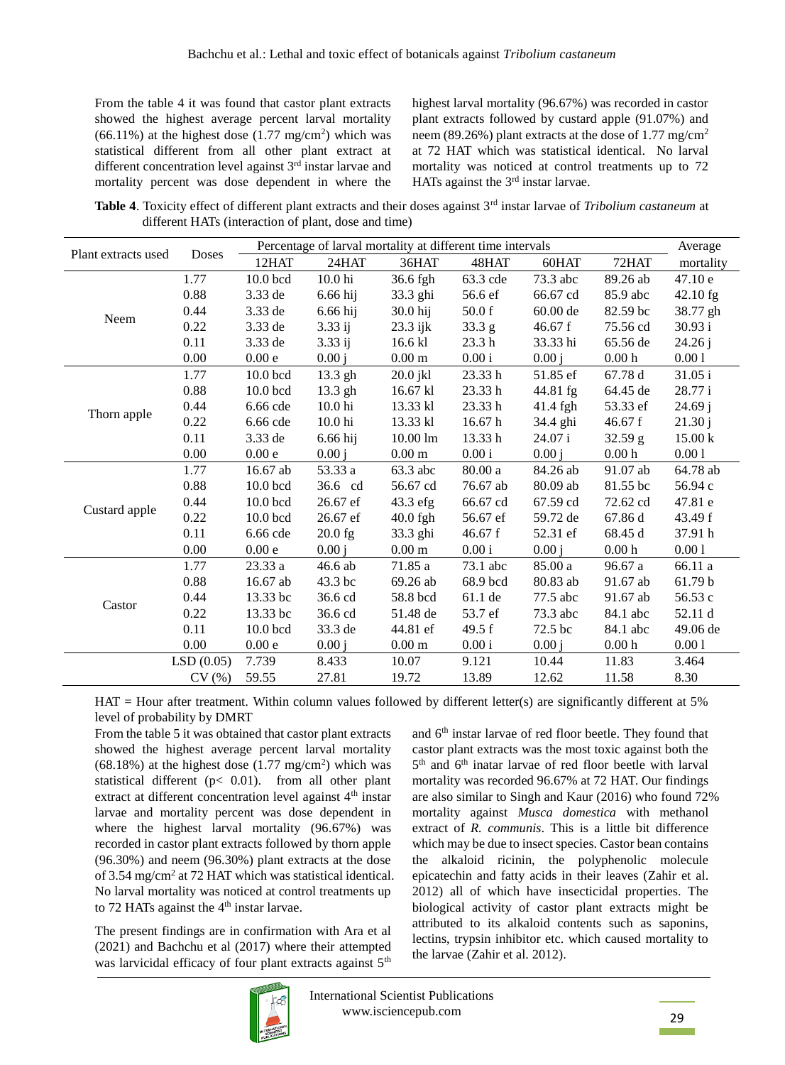From the table 4 it was found that castor plant extracts showed the highest average percent larval mortality (66.11%) at the highest dose (1.77 mg/cm$^2$) which was statistical different from all other plant extract at different concentration level against 3$^{rd}$ instar larvae and mortality percent was dose dependent in where the highest larval mortality (96.67%) was recorded in castor plant extracts followed by custard apple (91.07%) and neem (89.26%) plant extracts at the dose of 1.77 mg/cm$^2$ at 72 HAT which was statistical identical. No larval mortality was noticed at control treatments up to 72 HATs against the 3$^{rd}$ instar larvae.

**Table 4**. Toxicity effect of different plant extracts and their doses against 3$^{rd}$ instar larvae of *Tribolium castaneum* at different HATs (interaction of plant, dose and time)

| Plant extracts used | Doses | Percentage of larval mortality at different time intervals | | | | | | Average |
|---|---|---|---|---|---|---|---|---|
| | | 12HAT | 24HAT | 36HAT | 48HAT | 60HAT | 72HAT | mortality |
| Neem | 1.77 | 10.0 bcd | 10.0 hi | 36.6 fgh | 63.3 cde | 73.3 abc | 89.26 ab | 47.10 e |
| | 0.88 | 3.33 de | 6.66 hij | 33.3 ghi | 56.6 ef | 66.67 cd | 85.9 abc | 42.10 fg |
| | 0.44 | 3.33 de | 6.66 hij | 30.0 hij | 50.0 f | 60.00 de | 82.59 bc | 38.77 gh |
| | 0.22 | 3.33 de | 3.33 ij | 23.3 ijk | 33.3 g | 46.67 f | 75.56 cd | 30.93 i |
| | 0.11 | 3.33 de | 3.33 ij | 16.6 kl | 23.3 h | 33.33 hi | 65.56 de | 24.26 j |
| | 0.00 | 0.00 e | 0.00 j | 0.00 m | 0.00 i | 0.00 j | 0.00 h | 0.00 l |
| Thorn apple | 1.77 | 10.0 bcd | 13.3 gh | 20.0 jkl | 23.33 h | 51.85 ef | 67.78 d | 31.05 i |
| | 0.88 | 10.0 bcd | 13.3 gh | 16.67 kl | 23.33 h | 44.81 fg | 64.45 de | 28.77 i |
| | 0.44 | 6.66 cde | 10.0 hi | 13.33 kl | 23.33 h | 41.4 fgh | 53.33 ef | 24.69 j |
| | 0.22 | 6.66 cde | 10.0 hi | 13.33 kl | 16.67 h | 34.4 ghi | 46.67 f | 21.30 j |
| | 0.11 | 3.33 de | 6.66 hij | 10.00 lm | 13.33 h | 24.07 i | 32.59 g | 15.00 k |
| | 0.00 | 0.00 e | 0.00 j | 0.00 m | 0.00 i | 0.00 j | 0.00 h | 0.00 l |
| Custard apple | 1.77 | 16.67 ab | 53.33 a | 63.3 abc | 80.00 a | 84.26 ab | 91.07 ab | 64.78 ab |
| | 0.88 | 10.0 bcd | 36.6 cd | 56.67 cd | 76.67 ab | 80.09 ab | 81.55 bc | 56.94 c |
| | 0.44 | 10.0 bcd | 26.67 ef | 43.3 efg | 66.67 cd | 67.59 cd | 72.62 cd | 47.81 e |
| | 0.22 | 10.0 bcd | 26.67 ef | 40.0 fgh | 56.67 ef | 59.72 de | 67.86 d | 43.49 f |
| | 0.11 | 6.66 cde | 20.0 fg | 33.3 ghi | 46.67 f | 52.31 ef | 68.45 d | 37.91 h |
| | 0.00 | 0.00 e | 0.00 j | 0.00 m | 0.00 i | 0.00 j | 0.00 h | 0.00 l |
| Castor | 1.77 | 23.33 a | 46.6 ab | 71.85 a | 73.1 abc | 85.00 a | 96.67 a | 66.11 a |
| | 0.88 | 16.67 ab | 43.3 bc | 69.26 ab | 68.9 bcd | 80.83 ab | 91.67 ab | 61.79 b |
| | 0.44 | 13.33 bc | 36.6 cd | 58.8 bcd | 61.1 de | 77.5 abc | 91.67 ab | 56.53 c |
| | 0.22 | 13.33 bc | 36.6 cd | 51.48 de | 53.7 ef | 73.3 abc | 84.1 abc | 52.11 d |
| | 0.11 | 10.0 bcd | 33.3 de | 44.81 ef | 49.5 f | 72.5 bc | 84.1 abc | 49.06 de |
| | 0.00 | 0.00 e | 0.00 j | 0.00 m | 0.00 i | 0.00 j | 0.00 h | 0.00 l |
| | LSD (0.05) | 7.739 | 8.433 | 10.07 | 9.121 | 10.44 | 11.83 | 3.464 |
| | CV (%) | 59.55 | 27.81 | 19.72 | 13.89 | 12.62 | 11.58 | 8.30 |

HAT = Hour after treatment. Within column values followed by different letter(s) are significantly different at 5% level of probability by DMRT

From the table 5 it was obtained that castor plant extracts showed the highest average percent larval mortality (68.18%) at the highest dose (1.77 mg/cm$^2$) which was statistical different ($p < 0.01$). from all other plant extract at different concentration level against 4$^{th}$ instar larvae and mortality percent was dose dependent in where the highest larval mortality (96.67%) was recorded in castor plant extracts followed by thorn apple (96.30%) and neem (96.30%) plant extracts at the dose of 3.54 mg/cm$^2$ at 72 HAT which was statistical identical. No larval mortality was noticed at control treatments up to 72 HATs against the 4$^{th}$ instar larvae.

The present findings are in confirmation with Ara et al (2021) and Bachchu et al (2017) where their attempted was larvicidal efficacy of four plant extracts against 5$^{th}$ and 6$^{th}$ instar larvae of red floor beetle. They found that castor plant extracts was the most toxic against both the 5$^{th}$ and 6$^{th}$ inatar larvae of red floor beetle with larval mortality was recorded 96.67% at 72 HAT. Our findings are also similar to Singh and Kaur (2016) who found 72% mortality against *Musca domestica* with methanol extract of *R. communis*. This is a little bit difference which may be due to insect species. Castor bean contains the alkaloid ricinin, the polyphenolic molecule epicatechin and fatty acids in their leaves (Zahir et al. 2012) all of which have insecticidal properties. The biological activity of castor plant extracts might be attributed to its alkaloid contents such as saponins, lectins, trypsin inhibitor etc. which caused mortality to the larvae (Zahir et al. 2012).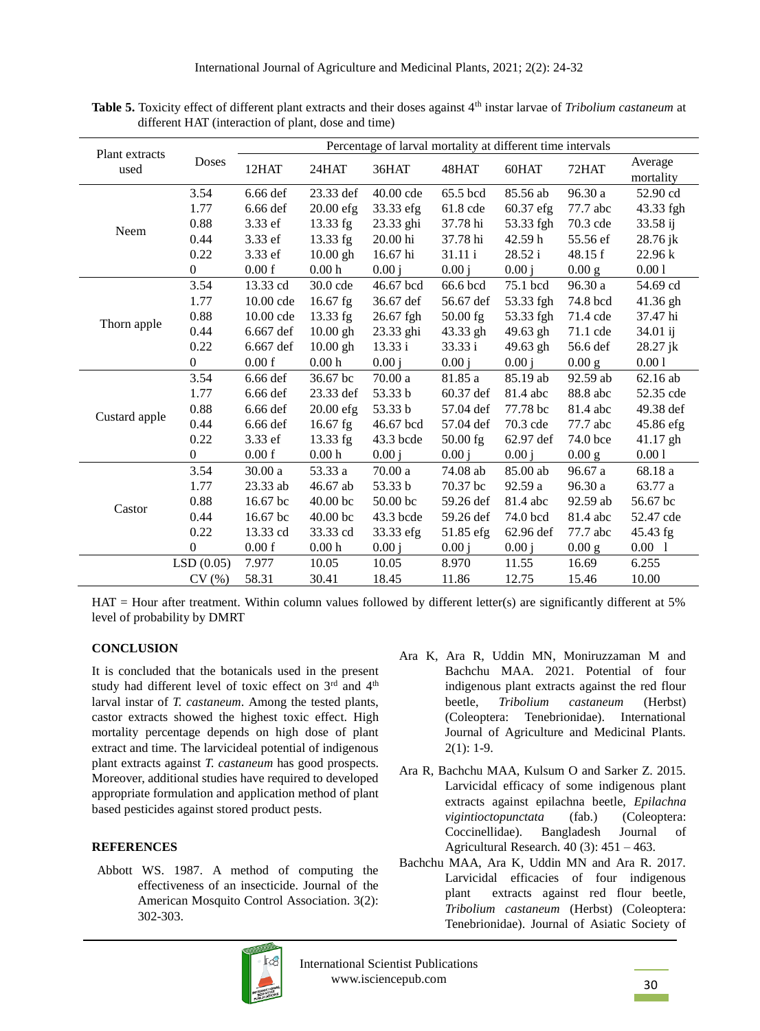**Table 5.** Toxicity effect of different plant extracts and their doses against 4th instar larvae of *Tribolium castaneum* at different HAT (interaction of plant, dose and time)

| Plant extracts used | Doses | Percentage of larval mortality at different time intervals | | | | | | |
|---|---|---|---|---|---|---|---|---|
| | | 12HAT | 24HAT | 36HAT | 48HAT | 60HAT | 72HAT | Average mortality |
| Neem | 3.54 | 6.66 def | 23.33 def | 40.00 cde | 65.5 bcd | 85.56 ab | 96.30 a | 52.90 cd |
| | 1.77 | 6.66 def | 20.00 efg | 33.33 efg | 61.8 cde | 60.37 efg | 77.7 abc | 43.33 fgh |
| | 0.88 | 3.33 ef | 13.33 fg | 23.33 ghi | 37.78 hi | 53.33 fgh | 70.3 cde | 33.58 ij |
| | 0.44 | 3.33 ef | 13.33 fg | 20.00 hi | 37.78 hi | 42.59 h | 55.56 ef | 28.76 jk |
| | 0.22 | 3.33 ef | 10.00 gh | 16.67 hi | 31.11 i | 28.52 i | 48.15 f | 22.96 k |
| | 0 | 0.00 f | 0.00 h | 0.00 j | 0.00 j | 0.00 j | 0.00 g | 0.00 l |
| Thorn apple | 3.54 | 13.33 cd | 30.0 cde | 46.67 bcd | 66.6 bcd | 75.1 bcd | 96.30 a | 54.69 cd |
| | 1.77 | 10.00 cde | 16.67 fg | 36.67 def | 56.67 def | 53.33 fgh | 74.8 bcd | 41.36 gh |
| | 0.88 | 10.00 cde | 13.33 fg | 26.67 fgh | 50.00 fg | 53.33 fgh | 71.4 cde | 37.47 hi |
| | 0.44 | 6.667 def | 10.00 gh | 23.33 ghi | 43.33 gh | 49.63 gh | 71.1 cde | 34.01 ij |
| | 0.22 | 6.667 def | 10.00 gh | 13.33 i | 33.33 i | 49.63 gh | 56.6 def | 28.27 jk |
| | 0 | 0.00 f | 0.00 h | 0.00 j | 0.00 j | 0.00 j | 0.00 g | 0.00 l |
| Custard apple | 3.54 | 6.66 def | 36.67 bc | 70.00 a | 81.85 a | 85.19 ab | 92.59 ab | 62.16 ab |
| | 1.77 | 6.66 def | 23.33 def | 53.33 b | 60.37 def | 81.4 abc | 88.8 abc | 52.35 cde |
| | 0.88 | 6.66 def | 20.00 efg | 53.33 b | 57.04 def | 77.78 bc | 81.4 abc | 49.38 def |
| | 0.44 | 6.66 def | 16.67 fg | 46.67 bcd | 57.04 def | 70.3 cde | 77.7 abc | 45.86 efg |
| | 0.22 | 3.33 ef | 13.33 fg | 43.3 bcde | 50.00 fg | 62.97 def | 74.0 bce | 41.17 gh |
| | 0 | 0.00 f | 0.00 h | 0.00 j | 0.00 j | 0.00 j | 0.00 g | 0.00 l |
| Castor | 3.54 | 30.00 a | 53.33 a | 70.00 a | 74.08 ab | 85.00 ab | 96.67 a | 68.18 a |
| | 1.77 | 23.33 ab | 46.67 ab | 53.33 b | 70.37 bc | 92.59 a | 96.30 a | 63.77 a |
| | 0.88 | 16.67 bc | 40.00 bc | 50.00 bc | 59.26 def | 81.4 abc | 92.59 ab | 56.67 bc |
| | 0.44 | 16.67 bc | 40.00 bc | 43.3 bcde | 59.26 def | 74.0 bcd | 81.4 abc | 52.47 cde |
| | 0.22 | 13.33 cd | 33.33 cd | 33.33 efg | 51.85 efg | 62.96 def | 77.7 abc | 45.43 fg |
| | 0 | 0.00 f | 0.00 h | 0.00 j | 0.00 j | 0.00 j | 0.00 g | 0.00 l |
| | LSD (0.05) | 7.977 | 10.05 | 10.05 | 8.970 | 11.55 | 16.69 | 6.255 |
| | CV (%) | 58.31 | 30.41 | 18.45 | 11.86 | 12.75 | 15.46 | 10.00 |

HAT = Hour after treatment. Within column values followed by different letter(s) are significantly different at 5% level of probability by DMRT

## CONCLUSION

It is concluded that the botanicals used in the present study had different level of toxic effect on 3rd and 4th larval instar of *T. castaneum*. Among the tested plants, castor extracts showed the highest toxic effect. High mortality percentage depends on high dose of plant extract and time. The larvicideal potential of indigenous plant extracts against *T. castaneum* has good prospects. Moreover, additional studies have required to developed appropriate formulation and application method of plant based pesticides against stored product pests.

## REFERENCES

Abbott WS. 1987. A method of computing the effectiveness of an insecticide. Journal of the American Mosquito Control Association. 3(2): 302-303.

Ara K, Ara R, Uddin MN, Moniruzzaman M and Bachchu MAA. 2021. Potential of four indigenous plant extracts against the red flour beetle, *Tribolium castaneum* (Herbst) (Coleoptera: Tenebrionidae). International Journal of Agriculture and Medicinal Plants. 2(1): 1-9.

Ara R, Bachchu MAA, Kulsum O and Sarker Z. 2015. Larvicidal efficacy of some indigenous plant extracts against epilachna beetle, *Epilachna vigintioctopunctata* (fab.) (Coleoptera: Coccinellidae). Bangladesh Journal of Agricultural Research. 40 (3): 451 – 463.

Bachchu MAA, Ara K, Uddin MN and Ara R. 2017. Larvicidal efficacies of four indigenous plant extracts against red flour beetle, *Tribolium castaneum* (Herbst) (Coleoptera: Tenebrionidae). Journal of Asiatic Society of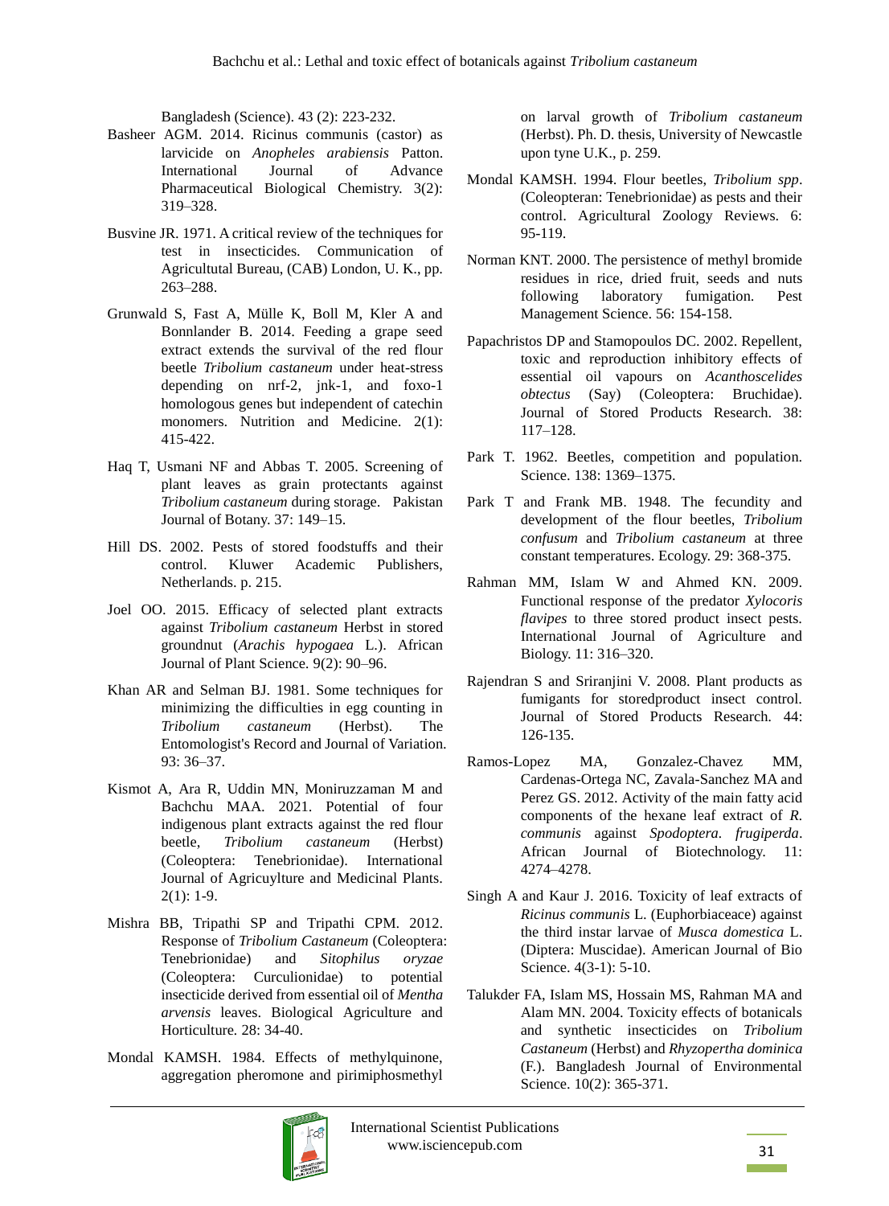Bangladesh (Science). 43 (2): 223-232.

Basheer AGM. 2014. Ricinus communis (castor) as larvicide on *Anopheles arabiensis* Patton. International Journal of Advance Pharmaceutical Biological Chemistry. 3(2): 319–328.

Busvine JR. 1971. A critical review of the techniques for test in insecticides. Communication of Agricultutal Bureau, (CAB) London, U. K., pp. 263–288.

Grunwald S, Fast A, Mülle K, Boll M, Kler A and Bonnlander B. 2014. Feeding a grape seed extract extends the survival of the red flour beetle *Tribolium castaneum* under heat-stress depending on nrf-2, jnk-1, and foxo-1 homologous genes but independent of catechin monomers. Nutrition and Medicine. 2(1): 415-422.

Haq T, Usmani NF and Abbas T. 2005. Screening of plant leaves as grain protectants against *Tribolium castaneum* during storage. Pakistan Journal of Botany. 37: 149–15.

Hill DS. 2002. Pests of stored foodstuffs and their control. Kluwer Academic Publishers, Netherlands. p. 215.

Joel OO. 2015. Efficacy of selected plant extracts against *Tribolium castaneum* Herbst in stored groundnut (*Arachis hypogaea* L.). African Journal of Plant Science. 9(2): 90–96.

Khan AR and Selman BJ. 1981. Some techniques for minimizing the difficulties in egg counting in *Tribolium castaneum* (Herbst). The Entomologist's Record and Journal of Variation. 93: 36–37.

Kismot A, Ara R, Uddin MN, Moniruzzaman M and Bachchu MAA. 2021. Potential of four indigenous plant extracts against the red flour beetle, *Tribolium castaneum* (Herbst) (Coleoptera: Tenebrionidae). International Journal of Agricuylture and Medicinal Plants. 2(1): 1-9.

Mishra BB, Tripathi SP and Tripathi CPM. 2012. Response of *Tribolium Castaneum* (Coleoptera: Tenebrionidae) and *Sitophilus oryzae* (Coleoptera: Curculionidae) to potential insecticide derived from essential oil of *Mentha arvensis* leaves. Biological Agriculture and Horticulture. 28: 34-40.

Mondal KAMSH. 1984. Effects of methylquinone, aggregation pheromone and pirimiphosmethyl on larval growth of *Tribolium castaneum* (Herbst). Ph. D. thesis, University of Newcastle upon tyne U.K., p. 259.

Mondal KAMSH. 1994. Flour beetles, *Tribolium spp*. (Coleopteran: Tenebrionidae) as pests and their control. Agricultural Zoology Reviews. 6: 95-119.

Norman KNT. 2000. The persistence of methyl bromide residues in rice, dried fruit, seeds and nuts following laboratory fumigation. Pest Management Science. 56: 154-158.

Papachristos DP and Stamopoulos DC. 2002. Repellent, toxic and reproduction inhibitory effects of essential oil vapours on *Acanthoscelides obtectus* (Say) (Coleoptera: Bruchidae). Journal of Stored Products Research. 38: 117–128.

Park T. 1962. Beetles, competition and population. Science. 138: 1369–1375.

Park T and Frank MB. 1948. The fecundity and development of the flour beetles, *Tribolium confusum* and *Tribolium castaneum* at three constant temperatures. Ecology. 29: 368-375.

Rahman MM, Islam W and Ahmed KN. 2009. Functional response of the predator *Xylocoris flavipes* to three stored product insect pests. International Journal of Agriculture and Biology. 11: 316–320.

Rajendran S and Sriranjini V. 2008. Plant products as fumigants for storedproduct insect control. Journal of Stored Products Research. 44: 126-135.

Ramos-Lopez MA, Gonzalez-Chavez MM, Cardenas-Ortega NC, Zavala-Sanchez MA and Perez GS. 2012. Activity of the main fatty acid components of the hexane leaf extract of *R. communis* against *Spodoptera. frugiperda*. African Journal of Biotechnology. 11: 4274–4278.

Singh A and Kaur J. 2016. Toxicity of leaf extracts of *Ricinus communis* L. (Euphorbiaceace) against the third instar larvae of *Musca domestica* L. (Diptera: Muscidae). American Journal of Bio Science. 4(3-1): 5-10.

Talukder FA, Islam MS, Hossain MS, Rahman MA and Alam MN. 2004. Toxicity effects of botanicals and synthetic insecticides on *Tribolium Castaneum* (Herbst) and *Rhyzopertha dominica* (F.). Bangladesh Journal of Environmental Science. 10(2): 365-371.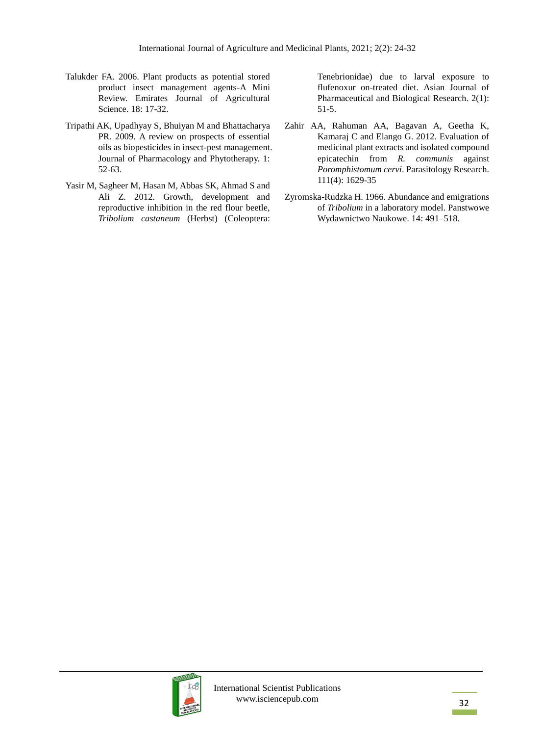Talukder FA. 2006. Plant products as potential stored product insect management agents-A Mini Review. Emirates Journal of Agricultural Science. 18: 17-32.

Tripathi AK, Upadhyay S, Bhuiyan M and Bhattacharya PR. 2009. A review on prospects of essential oils as biopesticides in insect-pest management. Journal of Pharmacology and Phytotherapy. 1: 52-63.

Yasir M, Sagheer M, Hasan M, Abbas SK, Ahmad S and Ali Z. 2012. Growth, development and reproductive inhibition in the red flour beetle, *Tribolium castaneum* (Herbst) (Coleoptera: Tenebrionidae) due to larval exposure to flufenoxur on-treated diet. Asian Journal of Pharmaceutical and Biological Research. 2(1): 51-5.

Zahir AA, Rahuman AA, Bagavan A, Geetha K, Kamaraj C and Elango G. 2012. Evaluation of medicinal plant extracts and isolated compound epicatechin from *R. communis* against *Poromphistomum cervi*. Parasitology Research. 111(4): 1629-35

Zyromska-Rudzka H. 1966. Abundance and emigrations of *Tribolium* in a laboratory model. Panstwowe Wydawnictwo Naukowe. 14: 491–518.